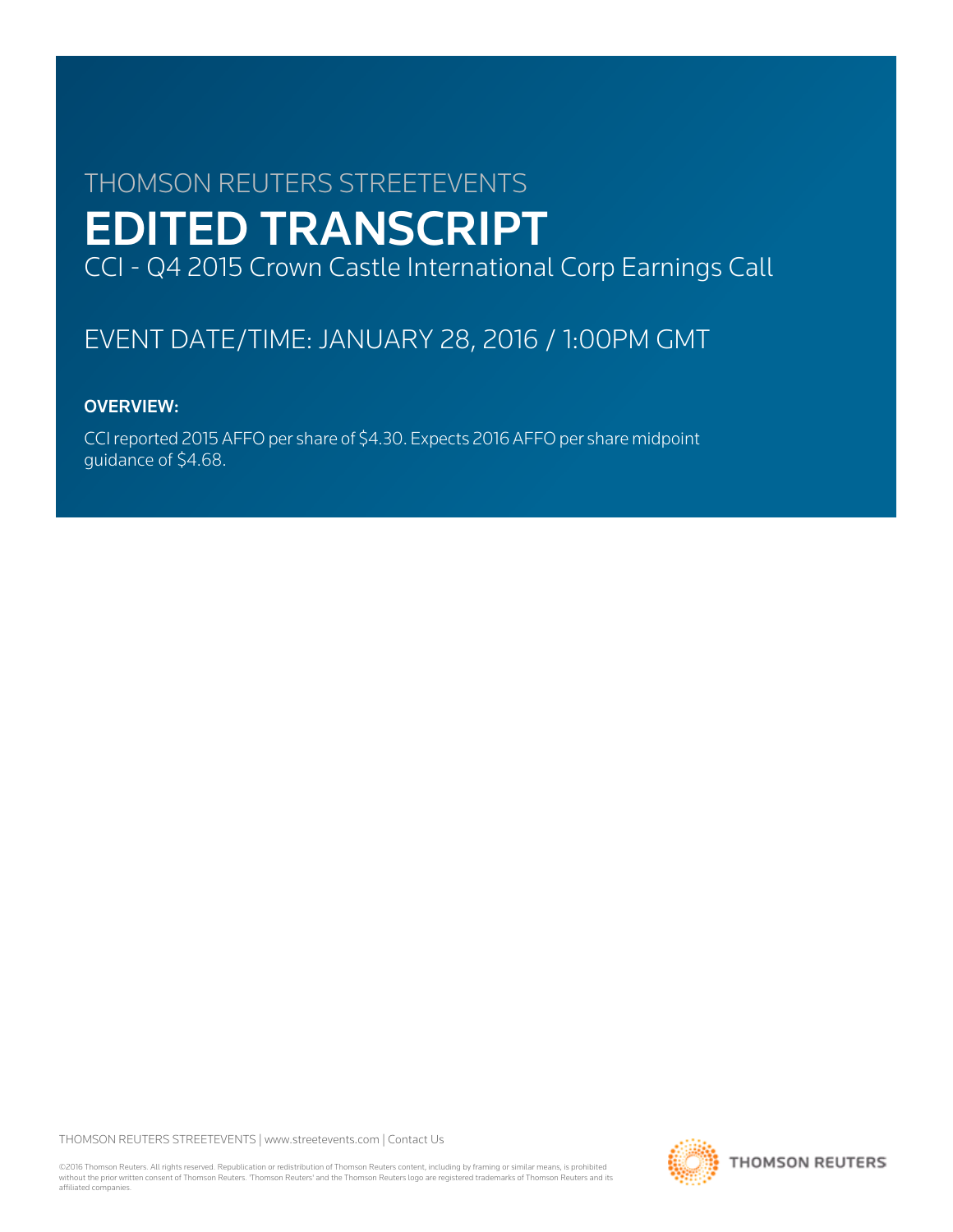THOMSON REUTERS STREETEVENTS

# EDITED TRANSCRIPT

CCI - Q4 2015 Crown Castle International Corp Earnings Call

EVENT DATE/TIME: JANUARY 28, 2016 / 1:00PM GMT

**OVERVIEW:**

CCI reported 2015 AFFO per share of $4.30. Expects 2016 AFFO per share midpoint guidance of $4.68.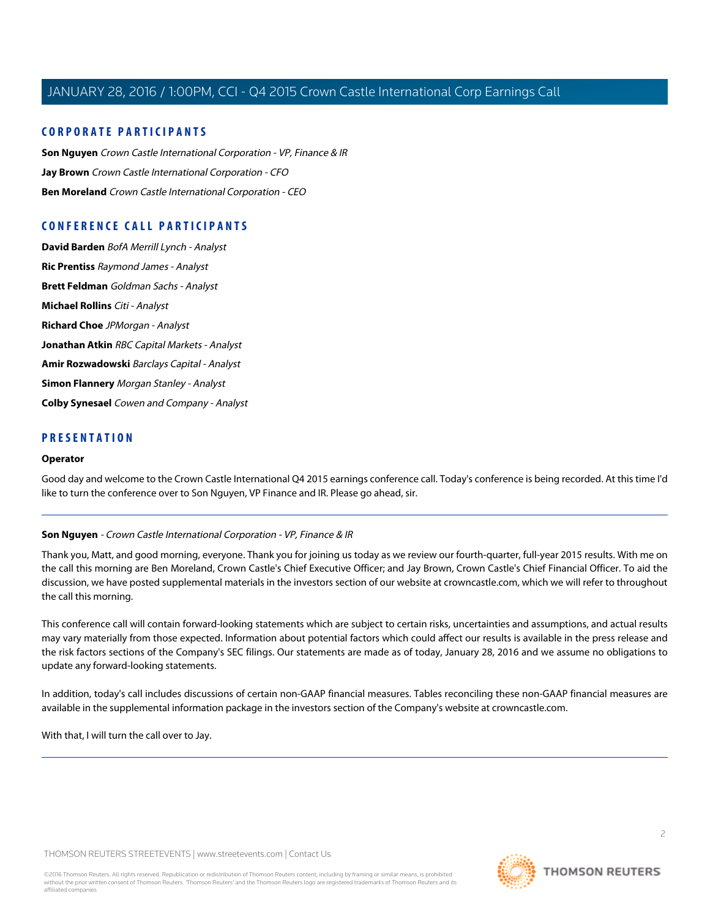## CORPORATE PARTICIPANTS

**Son Nguyen** *Crown Castle International Corporation - VP, Finance & IR*

**Jay Brown** *Crown Castle International Corporation - CFO*

**Ben Moreland** *Crown Castle International Corporation - CEO*

## CONFERENCE CALL PARTICIPANTS

**David Barden** *BofA Merrill Lynch - Analyst*

**Ric Prentiss** *Raymond James - Analyst*

**Brett Feldman** *Goldman Sachs - Analyst*

**Michael Rollins** *Citi - Analyst*

**Richard Choe** *JPMorgan - Analyst*

**Jonathan Atkin** *RBC Capital Markets - Analyst*

**Amir Rozwadowski** *Barclays Capital - Analyst*

**Simon Flannery** *Morgan Stanley - Analyst*

**Colby Synesael** *Cowen and Company - Analyst*

## PRESENTATION

**Operator**

Good day and welcome to the Crown Castle International Q4 2015 earnings conference call. Today's conference is being recorded. At this time I'd like to turn the conference over to Son Nguyen, VP Finance and IR. Please go ahead, sir.

---

**Son Nguyen** - *Crown Castle International Corporation - VP, Finance & IR*

Thank you, Matt, and good morning, everyone. Thank you for joining us today as we review our fourth-quarter, full-year 2015 results. With me on the call this morning are Ben Moreland, Crown Castle's Chief Executive Officer; and Jay Brown, Crown Castle's Chief Financial Officer. To aid the discussion, we have posted supplemental materials in the investors section of our website at crowncastle.com, which we will refer to throughout the call this morning.

This conference call will contain forward-looking statements which are subject to certain risks, uncertainties and assumptions, and actual results may vary materially from those expected. Information about potential factors which could affect our results is available in the press release and the risk factors sections of the Company's SEC filings. Our statements are made as of today, January 28, 2016 and we assume no obligations to update any forward-looking statements.

In addition, today's call includes discussions of certain non-GAAP financial measures. Tables reconciling these non-GAAP financial measures are available in the supplemental information package in the investors section of the Company's website at crowncastle.com.

With that, I will turn the call over to Jay.

---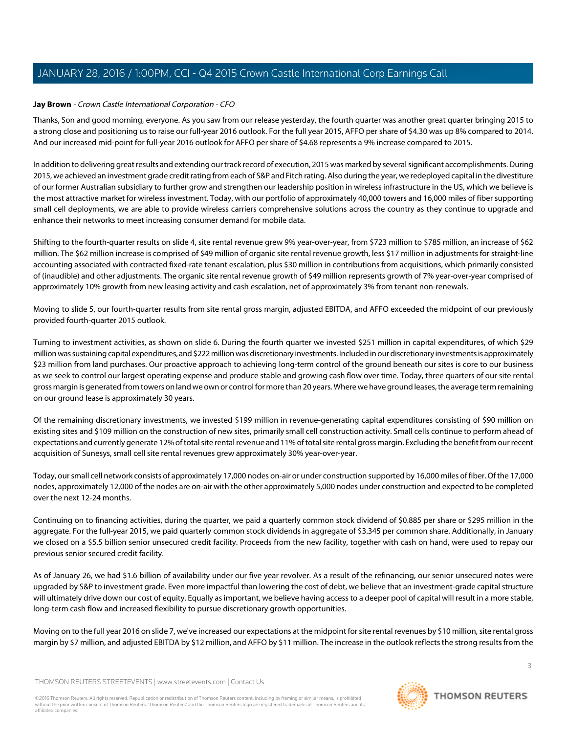**Jay Brown** - *Crown Castle International Corporation - CFO*

Thanks, Son and good morning, everyone. As you saw from our release yesterday, the fourth quarter was another great quarter bringing 2015 to a strong close and positioning us to raise our full-year 2016 outlook. For the full year 2015, AFFO per share of $4.30 was up 8% compared to 2014. And our increased mid-point for full-year 2016 outlook for AFFO per share of $4.68 represents a 9% increase compared to 2015.

In addition to delivering great results and extending our track record of execution, 2015 was marked by several significant accomplishments. During 2015, we achieved an investment grade credit rating from each of S&P and Fitch rating. Also during the year, we redeployed capital in the divestiture of our former Australian subsidiary to further grow and strengthen our leadership position in wireless infrastructure in the US, which we believe is the most attractive market for wireless investment. Today, with our portfolio of approximately 40,000 towers and 16,000 miles of fiber supporting small cell deployments, we are able to provide wireless carriers comprehensive solutions across the country as they continue to upgrade and enhance their networks to meet increasing consumer demand for mobile data.

Shifting to the fourth-quarter results on slide 4, site rental revenue grew 9% year-over-year, from $723 million to $785 million, an increase of $62 million. The $62 million increase is comprised of $49 million of organic site rental revenue growth, less $17 million in adjustments for straight-line accounting associated with contracted fixed-rate tenant escalation, plus $30 million in contributions from acquisitions, which primarily consisted of (inaudible) and other adjustments. The organic site rental revenue growth of $49 million represents growth of 7% year-over-year comprised of approximately 10% growth from new leasing activity and cash escalation, net of approximately 3% from tenant non-renewals.

Moving to slide 5, our fourth-quarter results from site rental gross margin, adjusted EBITDA, and AFFO exceeded the midpoint of our previously provided fourth-quarter 2015 outlook.

Turning to investment activities, as shown on slide 6. During the fourth quarter we invested $251 million in capital expenditures, of which $29 million was sustaining capital expenditures, and $222 million was discretionary investments. Included in our discretionary investments is approximately $23 million from land purchases. Our proactive approach to achieving long-term control of the ground beneath our sites is core to our business as we seek to control our largest operating expense and produce stable and growing cash flow over time. Today, three quarters of our site rental gross margin is generated from towers on land we own or control for more than 20 years. Where we have ground leases, the average term remaining on our ground lease is approximately 30 years.

Of the remaining discretionary investments, we invested $199 million in revenue-generating capital expenditures consisting of $90 million on existing sites and $109 million on the construction of new sites, primarily small cell construction activity. Small cells continue to perform ahead of expectations and currently generate 12% of total site rental revenue and 11% of total site rental gross margin. Excluding the benefit from our recent acquisition of Sunesys, small cell site rental revenues grew approximately 30% year-over-year.

Today, our small cell network consists of approximately 17,000 nodes on-air or under construction supported by 16,000 miles of fiber. Of the 17,000 nodes, approximately 12,000 of the nodes are on-air with the other approximately 5,000 nodes under construction and expected to be completed over the next 12-24 months.

Continuing on to financing activities, during the quarter, we paid a quarterly common stock dividend of $0.885 per share or $295 million in the aggregate. For the full-year 2015, we paid quarterly common stock dividends in aggregate of $3.345 per common share. Additionally, in January we closed on a $5.5 billion senior unsecured credit facility. Proceeds from the new facility, together with cash on hand, were used to repay our previous senior secured credit facility.

As of January 26, we had $1.6 billion of availability under our five year revolver. As a result of the refinancing, our senior unsecured notes were upgraded by S&P to investment grade. Even more impactful than lowering the cost of debt, we believe that an investment-grade capital structure will ultimately drive down our cost of equity. Equally as important, we believe having access to a deeper pool of capital will result in a more stable, long-term cash flow and increased flexibility to pursue discretionary growth opportunities.

Moving on to the full year 2016 on slide 7, we've increased our expectations at the midpoint for site rental revenues by $10 million, site rental gross margin by $7 million, and adjusted EBITDA by $12 million, and AFFO by $11 million. The increase in the outlook reflects the strong results from the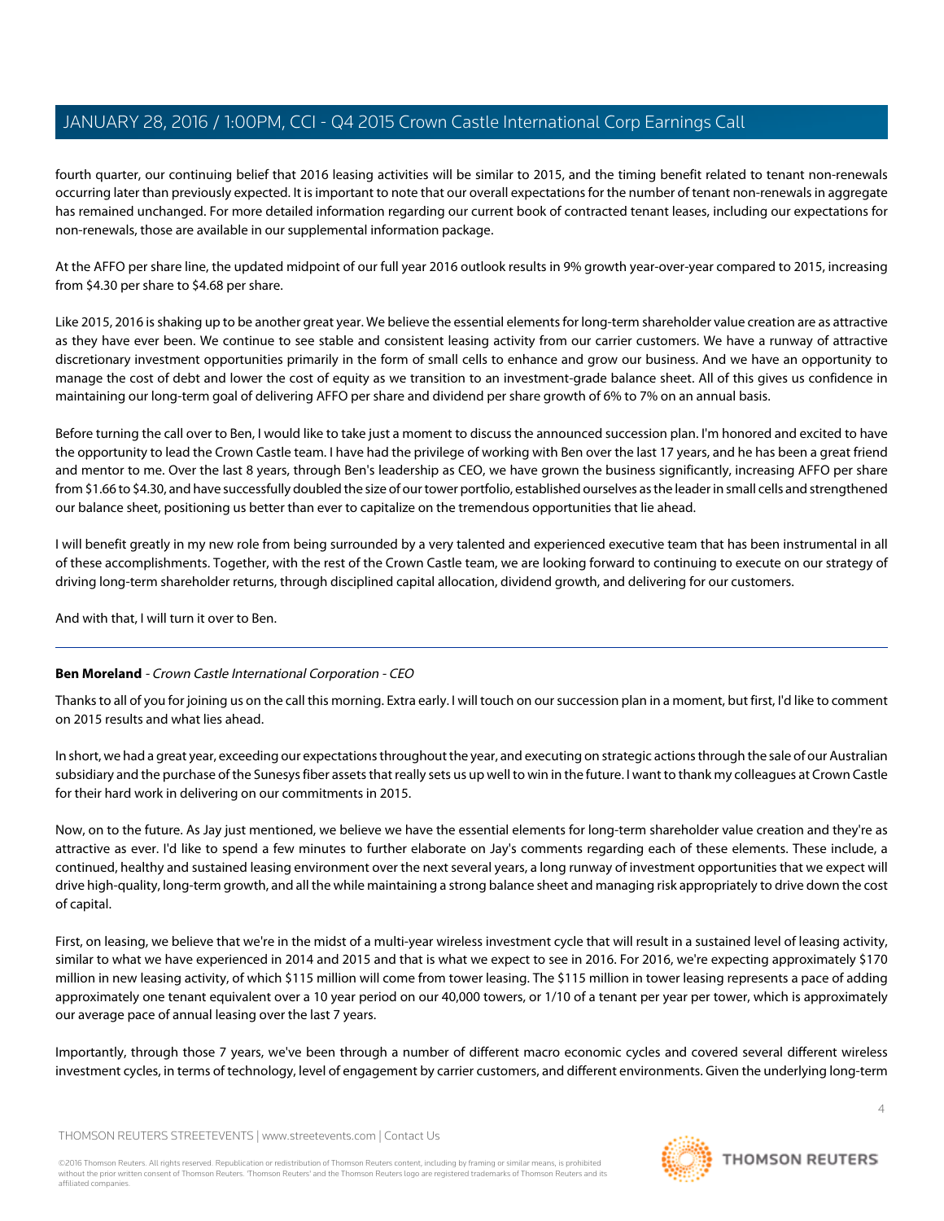fourth quarter, our continuing belief that 2016 leasing activities will be similar to 2015, and the timing benefit related to tenant non-renewals occurring later than previously expected. It is important to note that our overall expectations for the number of tenant non-renewals in aggregate has remained unchanged. For more detailed information regarding our current book of contracted tenant leases, including our expectations for non-renewals, those are available in our supplemental information package.

At the AFFO per share line, the updated midpoint of our full year 2016 outlook results in 9% growth year-over-year compared to 2015, increasing from $4.30 per share to $4.68 per share.

Like 2015, 2016 is shaking up to be another great year. We believe the essential elements for long-term shareholder value creation are as attractive as they have ever been. We continue to see stable and consistent leasing activity from our carrier customers. We have a runway of attractive discretionary investment opportunities primarily in the form of small cells to enhance and grow our business. And we have an opportunity to manage the cost of debt and lower the cost of equity as we transition to an investment-grade balance sheet. All of this gives us confidence in maintaining our long-term goal of delivering AFFO per share and dividend per share growth of 6% to 7% on an annual basis.

Before turning the call over to Ben, I would like to take just a moment to discuss the announced succession plan. I'm honored and excited to have the opportunity to lead the Crown Castle team. I have had the privilege of working with Ben over the last 17 years, and he has been a great friend and mentor to me. Over the last 8 years, through Ben's leadership as CEO, we have grown the business significantly, increasing AFFO per share from $1.66 to $4.30, and have successfully doubled the size of our tower portfolio, established ourselves as the leader in small cells and strengthened our balance sheet, positioning us better than ever to capitalize on the tremendous opportunities that lie ahead.

I will benefit greatly in my new role from being surrounded by a very talented and experienced executive team that has been instrumental in all of these accomplishments. Together, with the rest of the Crown Castle team, we are looking forward to continuing to execute on our strategy of driving long-term shareholder returns, through disciplined capital allocation, dividend growth, and delivering for our customers.

And with that, I will turn it over to Ben.

---

**Ben Moreland** - *Crown Castle International Corporation - CEO*

Thanks to all of you for joining us on the call this morning. Extra early. I will touch on our succession plan in a moment, but first, I'd like to comment on 2015 results and what lies ahead.

In short, we had a great year, exceeding our expectations throughout the year, and executing on strategic actions through the sale of our Australian subsidiary and the purchase of the Sunesys fiber assets that really sets us up well to win in the future. I want to thank my colleagues at Crown Castle for their hard work in delivering on our commitments in 2015.

Now, on to the future. As Jay just mentioned, we believe we have the essential elements for long-term shareholder value creation and they're as attractive as ever. I'd like to spend a few minutes to further elaborate on Jay's comments regarding each of these elements. These include, a continued, healthy and sustained leasing environment over the next several years, a long runway of investment opportunities that we expect will drive high-quality, long-term growth, and all the while maintaining a strong balance sheet and managing risk appropriately to drive down the cost of capital.

First, on leasing, we believe that we're in the midst of a multi-year wireless investment cycle that will result in a sustained level of leasing activity, similar to what we have experienced in 2014 and 2015 and that is what we expect to see in 2016. For 2016, we're expecting approximately $170 million in new leasing activity, of which $115 million will come from tower leasing. The $115 million in tower leasing represents a pace of adding approximately one tenant equivalent over a 10 year period on our 40,000 towers, or 1/10 of a tenant per year per tower, which is approximately our average pace of annual leasing over the last 7 years.

Importantly, through those 7 years, we've been through a number of different macro economic cycles and covered several different wireless investment cycles, in terms of technology, level of engagement by carrier customers, and different environments. Given the underlying long-term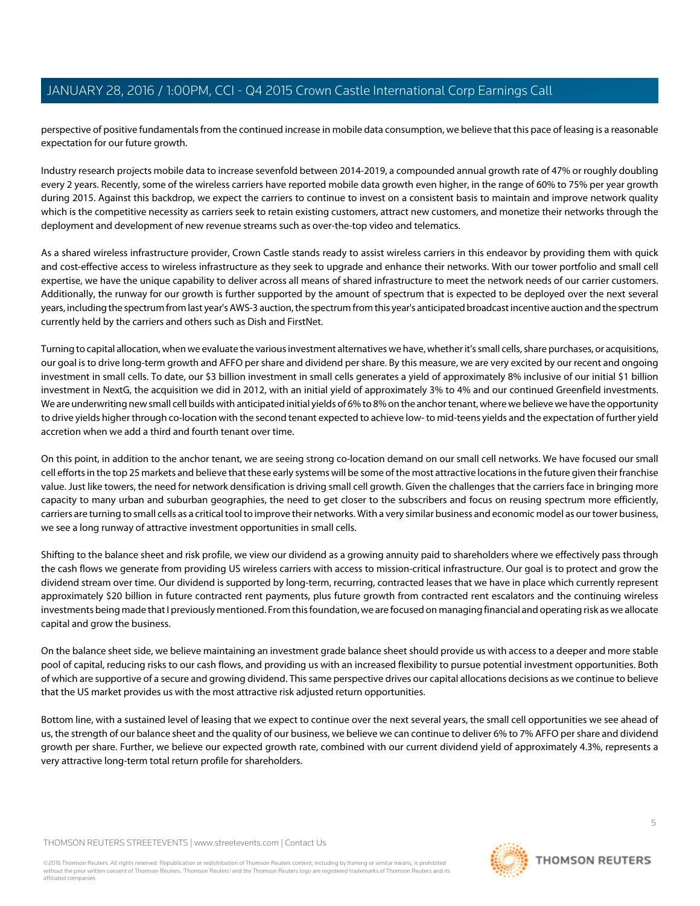perspective of positive fundamentals from the continued increase in mobile data consumption, we believe that this pace of leasing is a reasonable expectation for our future growth.

Industry research projects mobile data to increase sevenfold between 2014-2019, a compounded annual growth rate of 47% or roughly doubling every 2 years. Recently, some of the wireless carriers have reported mobile data growth even higher, in the range of 60% to 75% per year growth during 2015. Against this backdrop, we expect the carriers to continue to invest on a consistent basis to maintain and improve network quality which is the competitive necessity as carriers seek to retain existing customers, attract new customers, and monetize their networks through the deployment and development of new revenue streams such as over-the-top video and telematics.

As a shared wireless infrastructure provider, Crown Castle stands ready to assist wireless carriers in this endeavor by providing them with quick and cost-effective access to wireless infrastructure as they seek to upgrade and enhance their networks. With our tower portfolio and small cell expertise, we have the unique capability to deliver across all means of shared infrastructure to meet the network needs of our carrier customers. Additionally, the runway for our growth is further supported by the amount of spectrum that is expected to be deployed over the next several years, including the spectrum from last year's AWS-3 auction, the spectrum from this year's anticipated broadcast incentive auction and the spectrum currently held by the carriers and others such as Dish and FirstNet.

Turning to capital allocation, when we evaluate the various investment alternatives we have, whether it's small cells, share purchases, or acquisitions, our goal is to drive long-term growth and AFFO per share and dividend per share. By this measure, we are very excited by our recent and ongoing investment in small cells. To date, our $3 billion investment in small cells generates a yield of approximately 8% inclusive of our initial $1 billion investment in NextG, the acquisition we did in 2012, with an initial yield of approximately 3% to 4% and our continued Greenfield investments. We are underwriting new small cell builds with anticipated initial yields of 6% to 8% on the anchor tenant, where we believe we have the opportunity to drive yields higher through co-location with the second tenant expected to achieve low- to mid-teens yields and the expectation of further yield accretion when we add a third and fourth tenant over time.

On this point, in addition to the anchor tenant, we are seeing strong co-location demand on our small cell networks. We have focused our small cell efforts in the top 25 markets and believe that these early systems will be some of the most attractive locations in the future given their franchise value. Just like towers, the need for network densification is driving small cell growth. Given the challenges that the carriers face in bringing more capacity to many urban and suburban geographies, the need to get closer to the subscribers and focus on reusing spectrum more efficiently, carriers are turning to small cells as a critical tool to improve their networks. With a very similar business and economic model as our tower business, we see a long runway of attractive investment opportunities in small cells.

Shifting to the balance sheet and risk profile, we view our dividend as a growing annuity paid to shareholders where we effectively pass through the cash flows we generate from providing US wireless carriers with access to mission-critical infrastructure. Our goal is to protect and grow the dividend stream over time. Our dividend is supported by long-term, recurring, contracted leases that we have in place which currently represent approximately $20 billion in future contracted rent payments, plus future growth from contracted rent escalators and the continuing wireless investments being made that I previously mentioned. From this foundation, we are focused on managing financial and operating risk as we allocate capital and grow the business.

On the balance sheet side, we believe maintaining an investment grade balance sheet should provide us with access to a deeper and more stable pool of capital, reducing risks to our cash flows, and providing us with an increased flexibility to pursue potential investment opportunities. Both of which are supportive of a secure and growing dividend. This same perspective drives our capital allocations decisions as we continue to believe that the US market provides us with the most attractive risk adjusted return opportunities.

Bottom line, with a sustained level of leasing that we expect to continue over the next several years, the small cell opportunities we see ahead of us, the strength of our balance sheet and the quality of our business, we believe we can continue to deliver 6% to 7% AFFO per share and dividend growth per share. Further, we believe our expected growth rate, combined with our current dividend yield of approximately 4.3%, represents a very attractive long-term total return profile for shareholders.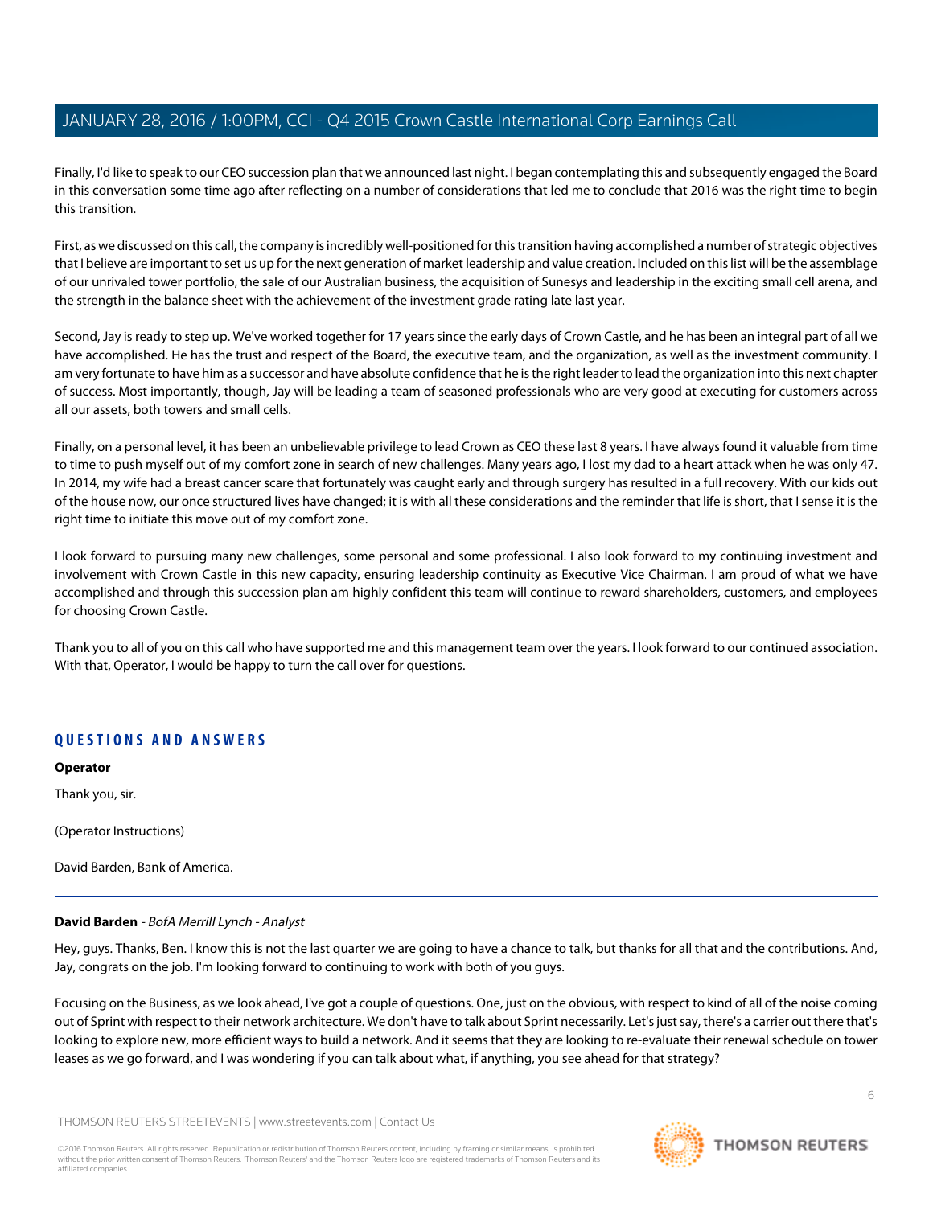Finally, I'd like to speak to our CEO succession plan that we announced last night. I began contemplating this and subsequently engaged the Board in this conversation some time ago after reflecting on a number of considerations that led me to conclude that 2016 was the right time to begin this transition.

First, as we discussed on this call, the company is incredibly well-positioned for this transition having accomplished a number of strategic objectives that I believe are important to set us up for the next generation of market leadership and value creation. Included on this list will be the assemblage of our unrivaled tower portfolio, the sale of our Australian business, the acquisition of Sunesys and leadership in the exciting small cell arena, and the strength in the balance sheet with the achievement of the investment grade rating late last year.

Second, Jay is ready to step up. We've worked together for 17 years since the early days of Crown Castle, and he has been an integral part of all we have accomplished. He has the trust and respect of the Board, the executive team, and the organization, as well as the investment community. I am very fortunate to have him as a successor and have absolute confidence that he is the right leader to lead the organization into this next chapter of success. Most importantly, though, Jay will be leading a team of seasoned professionals who are very good at executing for customers across all our assets, both towers and small cells.

Finally, on a personal level, it has been an unbelievable privilege to lead Crown as CEO these last 8 years. I have always found it valuable from time to time to push myself out of my comfort zone in search of new challenges. Many years ago, I lost my dad to a heart attack when he was only 47. In 2014, my wife had a breast cancer scare that fortunately was caught early and through surgery has resulted in a full recovery. With our kids out of the house now, our once structured lives have changed; it is with all these considerations and the reminder that life is short, that I sense it is the right time to initiate this move out of my comfort zone.

I look forward to pursuing many new challenges, some personal and some professional. I also look forward to my continuing investment and involvement with Crown Castle in this new capacity, ensuring leadership continuity as Executive Vice Chairman. I am proud of what we have accomplished and through this succession plan am highly confident this team will continue to reward shareholders, customers, and employees for choosing Crown Castle.

Thank you to all of you on this call who have supported me and this management team over the years. I look forward to our continued association. With that, Operator, I would be happy to turn the call over for questions.

## QUESTIONS AND ANSWERS

**Operator**

Thank you, sir.

(Operator Instructions)

David Barden, Bank of America.

**David Barden** - *BofA Merrill Lynch - Analyst*

Hey, guys. Thanks, Ben. I know this is not the last quarter we are going to have a chance to talk, but thanks for all that and the contributions. And, Jay, congrats on the job. I'm looking forward to continuing to work with both of you guys.

Focusing on the Business, as we look ahead, I've got a couple of questions. One, just on the obvious, with respect to kind of all of the noise coming out of Sprint with respect to their network architecture. We don't have to talk about Sprint necessarily. Let's just say, there's a carrier out there that's looking to explore new, more efficient ways to build a network. And it seems that they are looking to re-evaluate their renewal schedule on tower leases as we go forward, and I was wondering if you can talk about what, if anything, you see ahead for that strategy?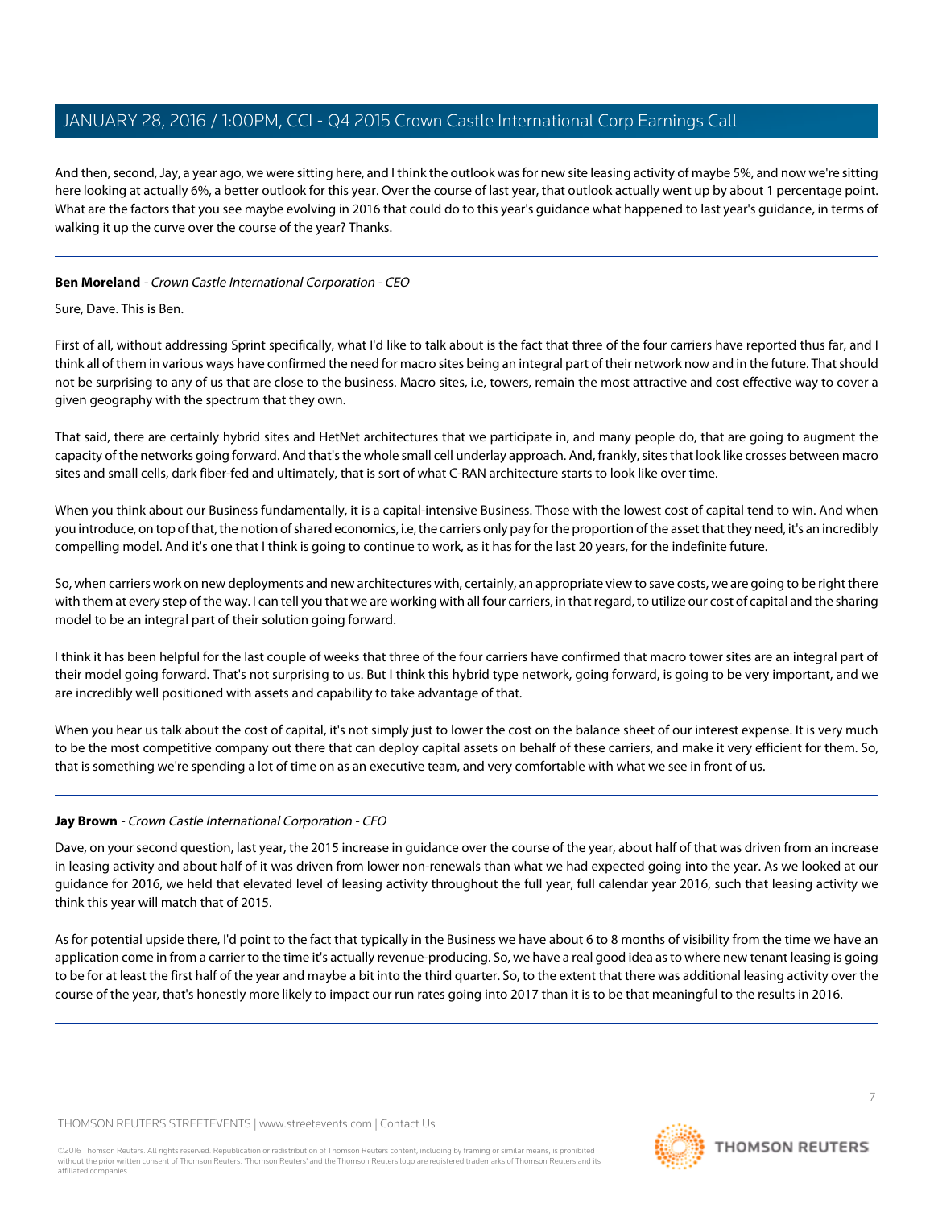And then, second, Jay, a year ago, we were sitting here, and I think the outlook was for new site leasing activity of maybe 5%, and now we're sitting here looking at actually 6%, a better outlook for this year. Over the course of last year, that outlook actually went up by about 1 percentage point. What are the factors that you see maybe evolving in 2016 that could do to this year's guidance what happened to last year's guidance, in terms of walking it up the curve over the course of the year? Thanks.

---

**Ben Moreland** - *Crown Castle International Corporation - CEO*

Sure, Dave. This is Ben.

First of all, without addressing Sprint specifically, what I'd like to talk about is the fact that three of the four carriers have reported thus far, and I think all of them in various ways have confirmed the need for macro sites being an integral part of their network now and in the future. That should not be surprising to any of us that are close to the business. Macro sites, i.e, towers, remain the most attractive and cost effective way to cover a given geography with the spectrum that they own.

That said, there are certainly hybrid sites and HetNet architectures that we participate in, and many people do, that are going to augment the capacity of the networks going forward. And that's the whole small cell underlay approach. And, frankly, sites that look like crosses between macro sites and small cells, dark fiber-fed and ultimately, that is sort of what C-RAN architecture starts to look like over time.

When you think about our Business fundamentally, it is a capital-intensive Business. Those with the lowest cost of capital tend to win. And when you introduce, on top of that, the notion of shared economics, i.e, the carriers only pay for the proportion of the asset that they need, it's an incredibly compelling model. And it's one that I think is going to continue to work, as it has for the last 20 years, for the indefinite future.

So, when carriers work on new deployments and new architectures with, certainly, an appropriate view to save costs, we are going to be right there with them at every step of the way. I can tell you that we are working with all four carriers, in that regard, to utilize our cost of capital and the sharing model to be an integral part of their solution going forward.

I think it has been helpful for the last couple of weeks that three of the four carriers have confirmed that macro tower sites are an integral part of their model going forward. That's not surprising to us. But I think this hybrid type network, going forward, is going to be very important, and we are incredibly well positioned with assets and capability to take advantage of that.

When you hear us talk about the cost of capital, it's not simply just to lower the cost on the balance sheet of our interest expense. It is very much to be the most competitive company out there that can deploy capital assets on behalf of these carriers, and make it very efficient for them. So, that is something we're spending a lot of time on as an executive team, and very comfortable with what we see in front of us.

---

**Jay Brown** - *Crown Castle International Corporation - CFO*

Dave, on your second question, last year, the 2015 increase in guidance over the course of the year, about half of that was driven from an increase in leasing activity and about half of it was driven from lower non-renewals than what we had expected going into the year. As we looked at our guidance for 2016, we held that elevated level of leasing activity throughout the full year, full calendar year 2016, such that leasing activity we think this year will match that of 2015.

As for potential upside there, I'd point to the fact that typically in the Business we have about 6 to 8 months of visibility from the time we have an application come in from a carrier to the time it's actually revenue-producing. So, we have a real good idea as to where new tenant leasing is going to be for at least the first half of the year and maybe a bit into the third quarter. So, to the extent that there was additional leasing activity over the course of the year, that's honestly more likely to impact our run rates going into 2017 than it is to be that meaningful to the results in 2016.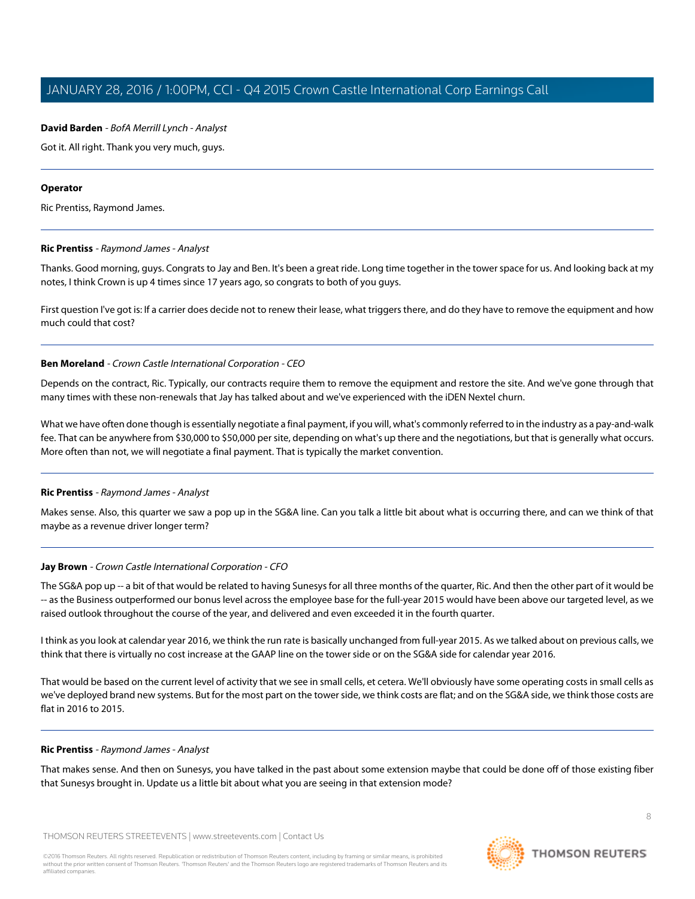**David Barden** - *BofA Merrill Lynch - Analyst*

Got it. All right. Thank you very much, guys.

---

**Operator**

Ric Prentiss, Raymond James.

---

**Ric Prentiss** - *Raymond James - Analyst*

Thanks. Good morning, guys. Congrats to Jay and Ben. It's been a great ride. Long time together in the tower space for us. And looking back at my notes, I think Crown is up 4 times since 17 years ago, so congrats to both of you guys.

First question I've got is: If a carrier does decide not to renew their lease, what triggers there, and do they have to remove the equipment and how much could that cost?

---

**Ben Moreland** - *Crown Castle International Corporation - CEO*

Depends on the contract, Ric. Typically, our contracts require them to remove the equipment and restore the site. And we've gone through that many times with these non-renewals that Jay has talked about and we've experienced with the iDEN Nextel churn.

What we have often done though is essentially negotiate a final payment, if you will, what's commonly referred to in the industry as a pay-and-walk fee. That can be anywhere from $30,000 to $50,000 per site, depending on what's up there and the negotiations, but that is generally what occurs. More often than not, we will negotiate a final payment. That is typically the market convention.

---

**Ric Prentiss** - *Raymond James - Analyst*

Makes sense. Also, this quarter we saw a pop up in the SG&A line. Can you talk a little bit about what is occurring there, and can we think of that maybe as a revenue driver longer term?

---

**Jay Brown** - *Crown Castle International Corporation - CFO*

The SG&A pop up -- a bit of that would be related to having Sunesys for all three months of the quarter, Ric. And then the other part of it would be -- as the Business outperformed our bonus level across the employee base for the full-year 2015 would have been above our targeted level, as we raised outlook throughout the course of the year, and delivered and even exceeded it in the fourth quarter.

I think as you look at calendar year 2016, we think the run rate is basically unchanged from full-year 2015. As we talked about on previous calls, we think that there is virtually no cost increase at the GAAP line on the tower side or on the SG&A side for calendar year 2016.

That would be based on the current level of activity that we see in small cells, et cetera. We'll obviously have some operating costs in small cells as we've deployed brand new systems. But for the most part on the tower side, we think costs are flat; and on the SG&A side, we think those costs are flat in 2016 to 2015.

---

**Ric Prentiss** - *Raymond James - Analyst*

That makes sense. And then on Sunesys, you have talked in the past about some extension maybe that could be done off of those existing fiber that Sunesys brought in. Update us a little bit about what you are seeing in that extension mode?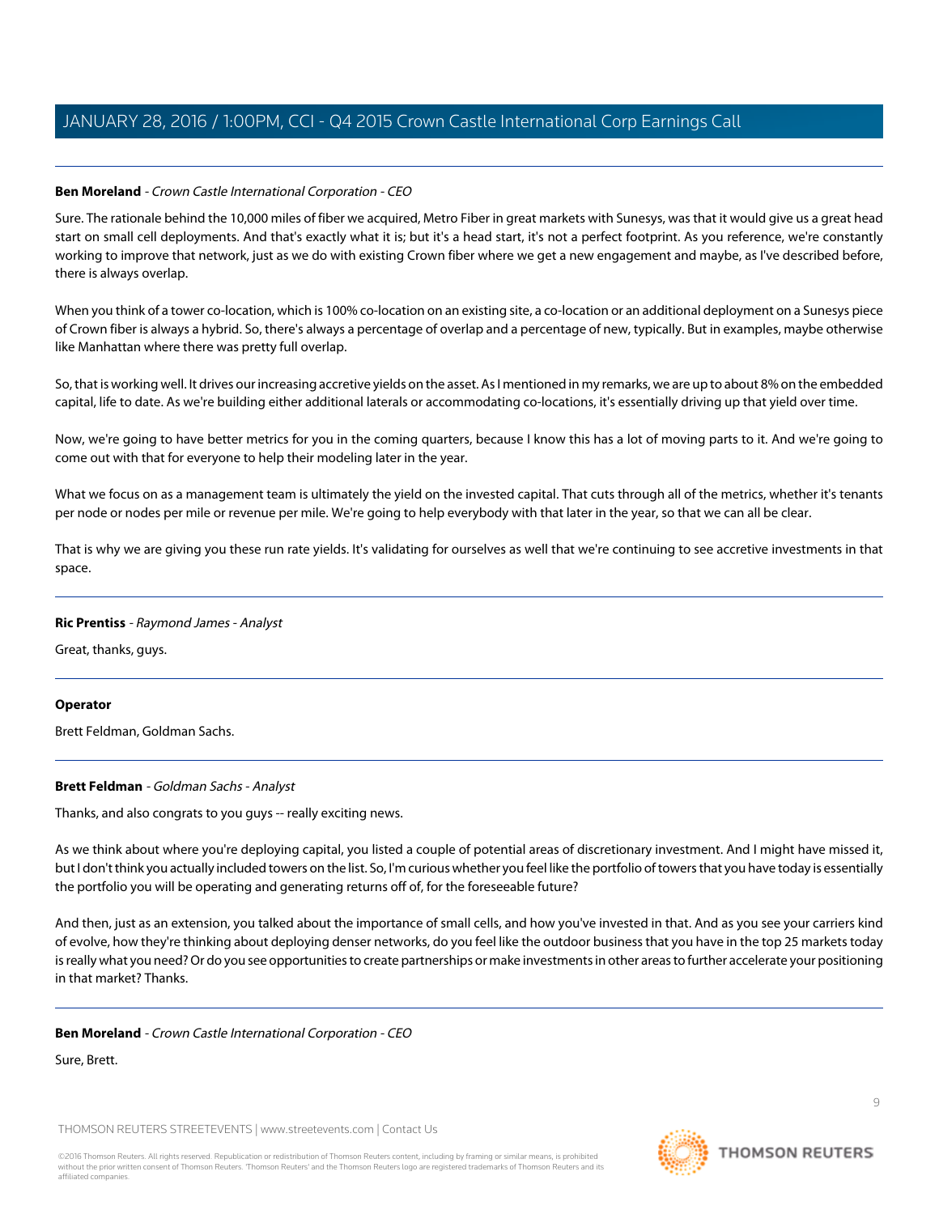**Ben Moreland** - *Crown Castle International Corporation - CEO*

Sure. The rationale behind the 10,000 miles of fiber we acquired, Metro Fiber in great markets with Sunesys, was that it would give us a great head start on small cell deployments. And that's exactly what it is; but it's a head start, it's not a perfect footprint. As you reference, we're constantly working to improve that network, just as we do with existing Crown fiber where we get a new engagement and maybe, as I've described before, there is always overlap.

When you think of a tower co-location, which is 100% co-location on an existing site, a co-location or an additional deployment on a Sunesys piece of Crown fiber is always a hybrid. So, there's always a percentage of overlap and a percentage of new, typically. But in examples, maybe otherwise like Manhattan where there was pretty full overlap.

So, that is working well. It drives our increasing accretive yields on the asset. As I mentioned in my remarks, we are up to about 8% on the embedded capital, life to date. As we're building either additional laterals or accommodating co-locations, it's essentially driving up that yield over time.

Now, we're going to have better metrics for you in the coming quarters, because I know this has a lot of moving parts to it. And we're going to come out with that for everyone to help their modeling later in the year.

What we focus on as a management team is ultimately the yield on the invested capital. That cuts through all of the metrics, whether it's tenants per node or nodes per mile or revenue per mile. We're going to help everybody with that later in the year, so that we can all be clear.

That is why we are giving you these run rate yields. It's validating for ourselves as well that we're continuing to see accretive investments in that space.

---

**Ric Prentiss** - *Raymond James - Analyst*

Great, thanks, guys.

---

**Operator**

Brett Feldman, Goldman Sachs.

---

**Brett Feldman** - *Goldman Sachs - Analyst*

Thanks, and also congrats to you guys -- really exciting news.

As we think about where you're deploying capital, you listed a couple of potential areas of discretionary investment. And I might have missed it, but I don't think you actually included towers on the list. So, I'm curious whether you feel like the portfolio of towers that you have today is essentially the portfolio you will be operating and generating returns off of, for the foreseeable future?

And then, just as an extension, you talked about the importance of small cells, and how you've invested in that. And as you see your carriers kind of evolve, how they're thinking about deploying denser networks, do you feel like the outdoor business that you have in the top 25 markets today is really what you need? Or do you see opportunities to create partnerships or make investments in other areas to further accelerate your positioning in that market? Thanks.

---

**Ben Moreland** - *Crown Castle International Corporation - CEO*

Sure, Brett.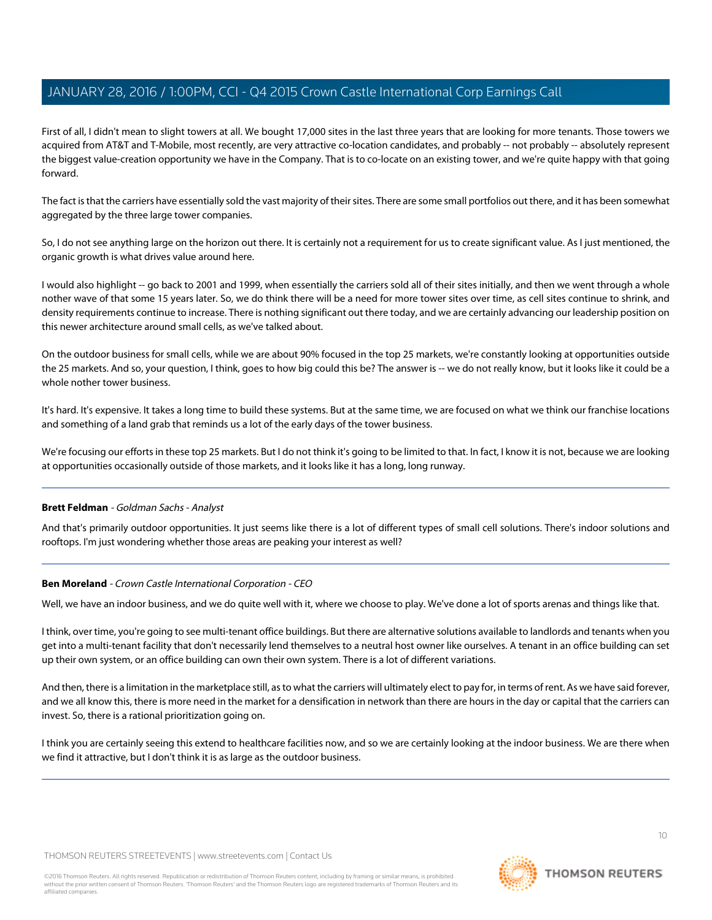First of all, I didn't mean to slight towers at all. We bought 17,000 sites in the last three years that are looking for more tenants. Those towers we acquired from AT&T and T-Mobile, most recently, are very attractive co-location candidates, and probably -- not probably -- absolutely represent the biggest value-creation opportunity we have in the Company. That is to co-locate on an existing tower, and we're quite happy with that going forward.

The fact is that the carriers have essentially sold the vast majority of their sites. There are some small portfolios out there, and it has been somewhat aggregated by the three large tower companies.

So, I do not see anything large on the horizon out there. It is certainly not a requirement for us to create significant value. As I just mentioned, the organic growth is what drives value around here.

I would also highlight -- go back to 2001 and 1999, when essentially the carriers sold all of their sites initially, and then we went through a whole nother wave of that some 15 years later. So, we do think there will be a need for more tower sites over time, as cell sites continue to shrink, and density requirements continue to increase. There is nothing significant out there today, and we are certainly advancing our leadership position on this newer architecture around small cells, as we've talked about.

On the outdoor business for small cells, while we are about 90% focused in the top 25 markets, we're constantly looking at opportunities outside the 25 markets. And so, your question, I think, goes to how big could this be? The answer is -- we do not really know, but it looks like it could be a whole nother tower business.

It's hard. It's expensive. It takes a long time to build these systems. But at the same time, we are focused on what we think our franchise locations and something of a land grab that reminds us a lot of the early days of the tower business.

We're focusing our efforts in these top 25 markets. But I do not think it's going to be limited to that. In fact, I know it is not, because we are looking at opportunities occasionally outside of those markets, and it looks like it has a long, long runway.

---

**Brett Feldman** - *Goldman Sachs - Analyst*

And that's primarily outdoor opportunities. It just seems like there is a lot of different types of small cell solutions. There's indoor solutions and rooftops. I'm just wondering whether those areas are peaking your interest as well?

---

**Ben Moreland** - *Crown Castle International Corporation - CEO*

Well, we have an indoor business, and we do quite well with it, where we choose to play. We've done a lot of sports arenas and things like that.

I think, over time, you're going to see multi-tenant office buildings. But there are alternative solutions available to landlords and tenants when you get into a multi-tenant facility that don't necessarily lend themselves to a neutral host owner like ourselves. A tenant in an office building can set up their own system, or an office building can own their own system. There is a lot of different variations.

And then, there is a limitation in the marketplace still, as to what the carriers will ultimately elect to pay for, in terms of rent. As we have said forever, and we all know this, there is more need in the market for a densification in network than there are hours in the day or capital that the carriers can invest. So, there is a rational prioritization going on.

I think you are certainly seeing this extend to healthcare facilities now, and so we are certainly looking at the indoor business. We are there when we find it attractive, but I don't think it is as large as the outdoor business.

---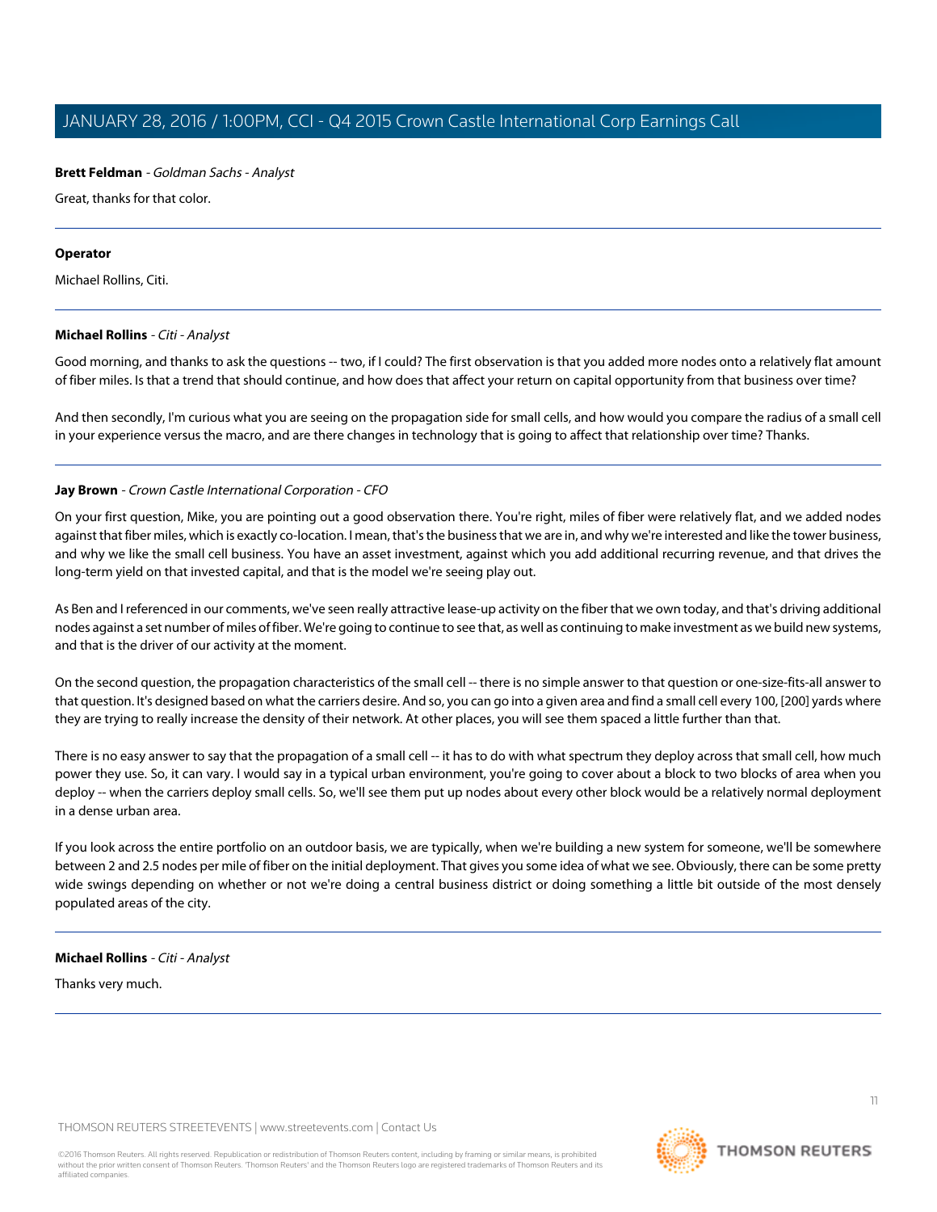**Brett Feldman** - *Goldman Sachs - Analyst*

Great, thanks for that color.

---

**Operator**

Michael Rollins, Citi.

---

**Michael Rollins** - *Citi - Analyst*

Good morning, and thanks to ask the questions -- two, if I could? The first observation is that you added more nodes onto a relatively flat amount of fiber miles. Is that a trend that should continue, and how does that affect your return on capital opportunity from that business over time?

And then secondly, I'm curious what you are seeing on the propagation side for small cells, and how would you compare the radius of a small cell in your experience versus the macro, and are there changes in technology that is going to affect that relationship over time? Thanks.

---

**Jay Brown** - *Crown Castle International Corporation - CFO*

On your first question, Mike, you are pointing out a good observation there. You're right, miles of fiber were relatively flat, and we added nodes against that fiber miles, which is exactly co-location. I mean, that's the business that we are in, and why we're interested and like the tower business, and why we like the small cell business. You have an asset investment, against which you add additional recurring revenue, and that drives the long-term yield on that invested capital, and that is the model we're seeing play out.

As Ben and I referenced in our comments, we've seen really attractive lease-up activity on the fiber that we own today, and that's driving additional nodes against a set number of miles of fiber. We're going to continue to see that, as well as continuing to make investment as we build new systems, and that is the driver of our activity at the moment.

On the second question, the propagation characteristics of the small cell -- there is no simple answer to that question or one-size-fits-all answer to that question. It's designed based on what the carriers desire. And so, you can go into a given area and find a small cell every 100, [200] yards where they are trying to really increase the density of their network. At other places, you will see them spaced a little further than that.

There is no easy answer to say that the propagation of a small cell -- it has to do with what spectrum they deploy across that small cell, how much power they use. So, it can vary. I would say in a typical urban environment, you're going to cover about a block to two blocks of area when you deploy -- when the carriers deploy small cells. So, we'll see them put up nodes about every other block would be a relatively normal deployment in a dense urban area.

If you look across the entire portfolio on an outdoor basis, we are typically, when we're building a new system for someone, we'll be somewhere between 2 and 2.5 nodes per mile of fiber on the initial deployment. That gives you some idea of what we see. Obviously, there can be some pretty wide swings depending on whether or not we're doing a central business district or doing something a little bit outside of the most densely populated areas of the city.

---

**Michael Rollins** - *Citi - Analyst*

Thanks very much.

---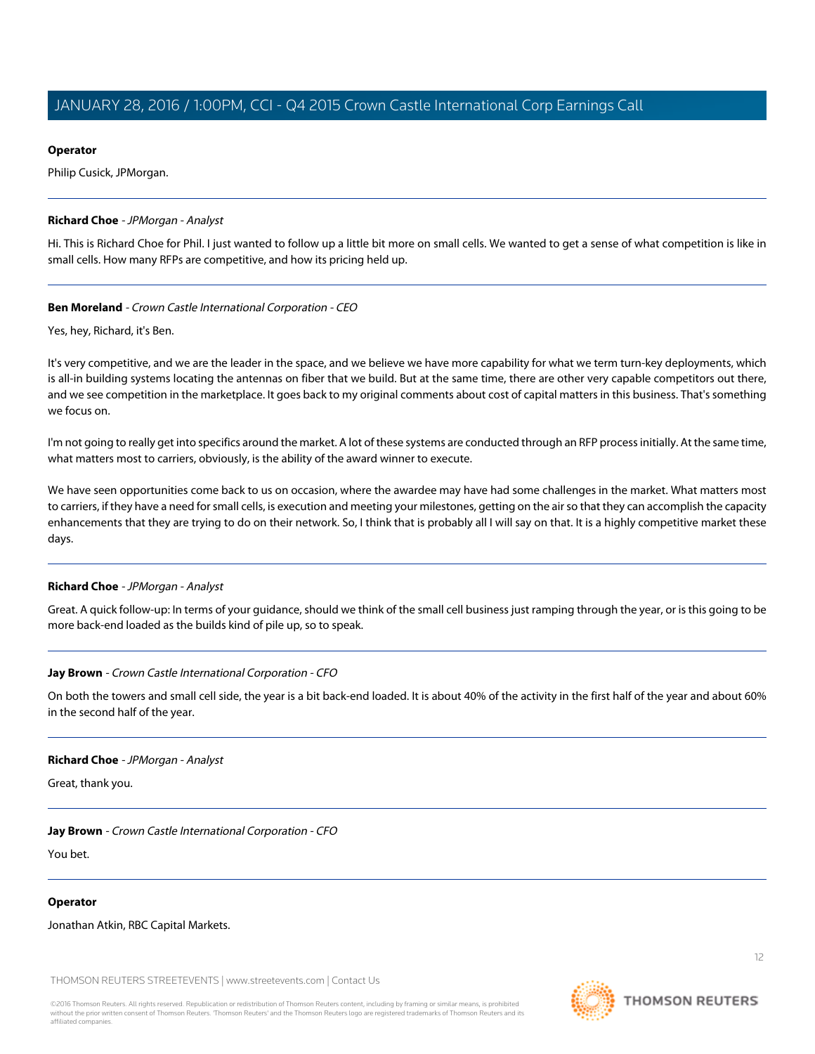**Operator**

Philip Cusick, JPMorgan.

---

**Richard Choe** - *JPMorgan - Analyst*

Hi. This is Richard Choe for Phil. I just wanted to follow up a little bit more on small cells. We wanted to get a sense of what competition is like in small cells. How many RFPs are competitive, and how its pricing held up.

---

**Ben Moreland** - *Crown Castle International Corporation - CEO*

Yes, hey, Richard, it's Ben.

It's very competitive, and we are the leader in the space, and we believe we have more capability for what we term turn-key deployments, which is all-in building systems locating the antennas on fiber that we build. But at the same time, there are other very capable competitors out there, and we see competition in the marketplace. It goes back to my original comments about cost of capital matters in this business. That's something we focus on.

I'm not going to really get into specifics around the market. A lot of these systems are conducted through an RFP process initially. At the same time, what matters most to carriers, obviously, is the ability of the award winner to execute.

We have seen opportunities come back to us on occasion, where the awardee may have had some challenges in the market. What matters most to carriers, if they have a need for small cells, is execution and meeting your milestones, getting on the air so that they can accomplish the capacity enhancements that they are trying to do on their network. So, I think that is probably all I will say on that. It is a highly competitive market these days.

---

**Richard Choe** - *JPMorgan - Analyst*

Great. A quick follow-up: In terms of your guidance, should we think of the small cell business just ramping through the year, or is this going to be more back-end loaded as the builds kind of pile up, so to speak.

---

**Jay Brown** - *Crown Castle International Corporation - CFO*

On both the towers and small cell side, the year is a bit back-end loaded. It is about 40% of the activity in the first half of the year and about 60% in the second half of the year.

---

**Richard Choe** - *JPMorgan - Analyst*

Great, thank you.

---

**Jay Brown** - *Crown Castle International Corporation - CFO*

You bet.

---

**Operator**

Jonathan Atkin, RBC Capital Markets.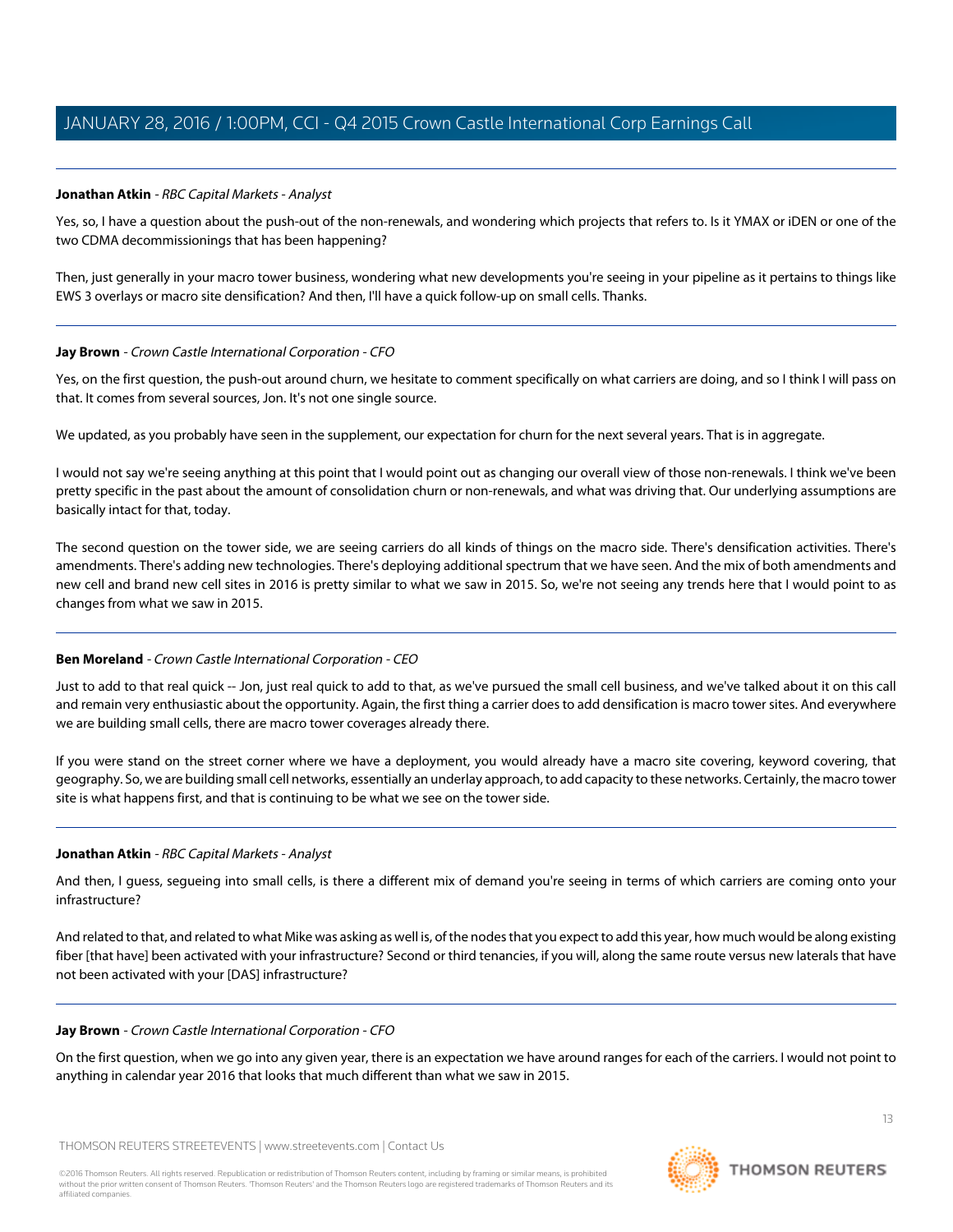**Jonathan Atkin** - *RBC Capital Markets - Analyst*

Yes, so, I have a question about the push-out of the non-renewals, and wondering which projects that refers to. Is it YMAX or iDEN or one of the two CDMA decommissionings that has been happening?

Then, just generally in your macro tower business, wondering what new developments you're seeing in your pipeline as it pertains to things like EWS 3 overlays or macro site densification? And then, I'll have a quick follow-up on small cells. Thanks.

---

**Jay Brown** - *Crown Castle International Corporation - CFO*

Yes, on the first question, the push-out around churn, we hesitate to comment specifically on what carriers are doing, and so I think I will pass on that. It comes from several sources, Jon. It's not one single source.

We updated, as you probably have seen in the supplement, our expectation for churn for the next several years. That is in aggregate.

I would not say we're seeing anything at this point that I would point out as changing our overall view of those non-renewals. I think we've been pretty specific in the past about the amount of consolidation churn or non-renewals, and what was driving that. Our underlying assumptions are basically intact for that, today.

The second question on the tower side, we are seeing carriers do all kinds of things on the macro side. There's densification activities. There's amendments. There's adding new technologies. There's deploying additional spectrum that we have seen. And the mix of both amendments and new cell and brand new cell sites in 2016 is pretty similar to what we saw in 2015. So, we're not seeing any trends here that I would point to as changes from what we saw in 2015.

---

**Ben Moreland** - *Crown Castle International Corporation - CEO*

Just to add to that real quick -- Jon, just real quick to add to that, as we've pursued the small cell business, and we've talked about it on this call and remain very enthusiastic about the opportunity. Again, the first thing a carrier does to add densification is macro tower sites. And everywhere we are building small cells, there are macro tower coverages already there.

If you were stand on the street corner where we have a deployment, you would already have a macro site covering, keyword covering, that geography. So, we are building small cell networks, essentially an underlay approach, to add capacity to these networks. Certainly, the macro tower site is what happens first, and that is continuing to be what we see on the tower side.

---

**Jonathan Atkin** - *RBC Capital Markets - Analyst*

And then, I guess, segueing into small cells, is there a different mix of demand you're seeing in terms of which carriers are coming onto your infrastructure?

And related to that, and related to what Mike was asking as well is, of the nodes that you expect to add this year, how much would be along existing fiber [that have] been activated with your infrastructure? Second or third tenancies, if you will, along the same route versus new laterals that have not been activated with your [DAS] infrastructure?

---

**Jay Brown** - *Crown Castle International Corporation - CFO*

On the first question, when we go into any given year, there is an expectation we have around ranges for each of the carriers. I would not point to anything in calendar year 2016 that looks that much different than what we saw in 2015.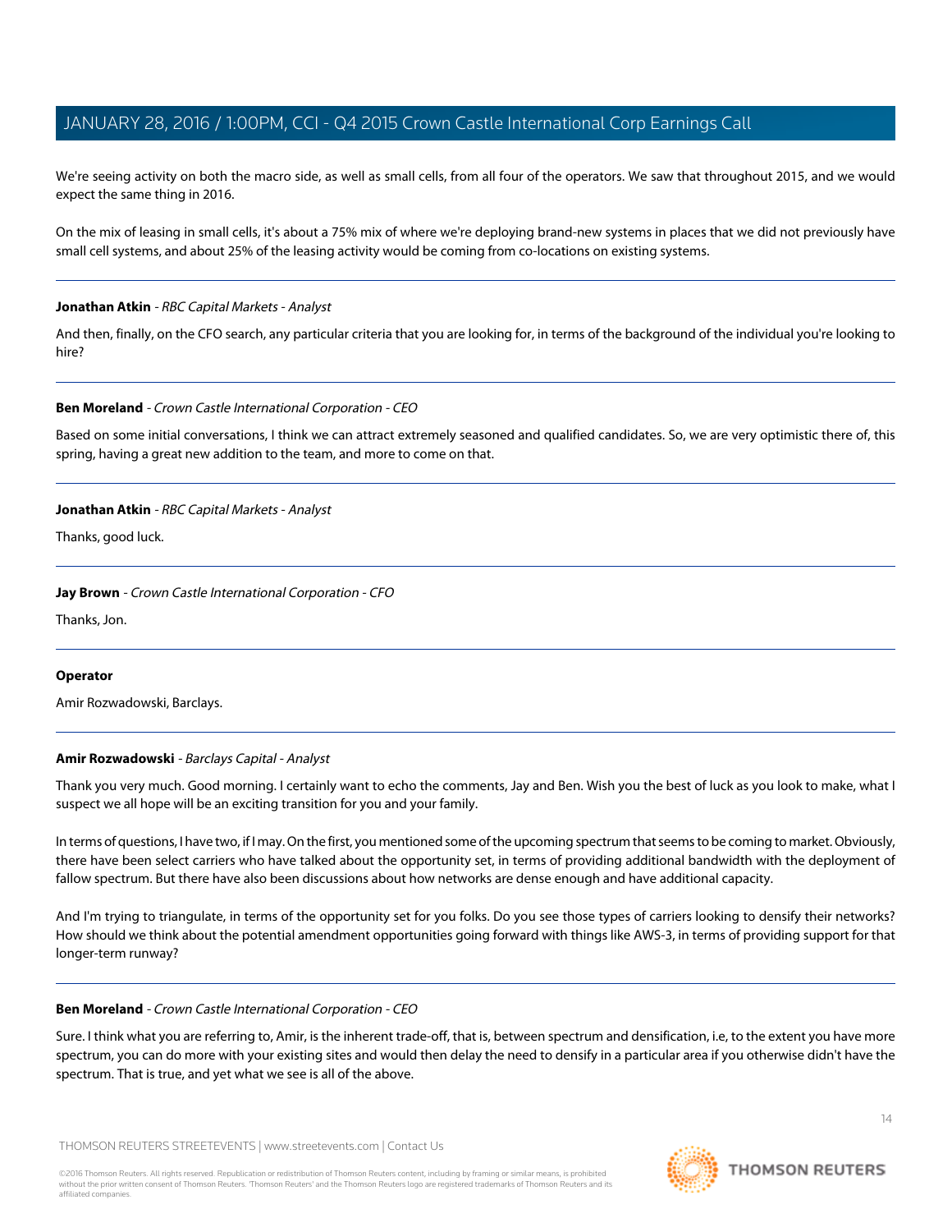We're seeing activity on both the macro side, as well as small cells, from all four of the operators. We saw that throughout 2015, and we would expect the same thing in 2016.

On the mix of leasing in small cells, it's about a 75% mix of where we're deploying brand-new systems in places that we did not previously have small cell systems, and about 25% of the leasing activity would be coming from co-locations on existing systems.

---

**Jonathan Atkin** - *RBC Capital Markets - Analyst*

And then, finally, on the CFO search, any particular criteria that you are looking for, in terms of the background of the individual you're looking to hire?

---

**Ben Moreland** - *Crown Castle International Corporation - CEO*

Based on some initial conversations, I think we can attract extremely seasoned and qualified candidates. So, we are very optimistic there of, this spring, having a great new addition to the team, and more to come on that.

---

**Jonathan Atkin** - *RBC Capital Markets - Analyst*

Thanks, good luck.

---

**Jay Brown** - *Crown Castle International Corporation - CFO*

Thanks, Jon.

---

**Operator**

Amir Rozwadowski, Barclays.

---

**Amir Rozwadowski** - *Barclays Capital - Analyst*

Thank you very much. Good morning. I certainly want to echo the comments, Jay and Ben. Wish you the best of luck as you look to make, what I suspect we all hope will be an exciting transition for you and your family.

In terms of questions, I have two, if I may. On the first, you mentioned some of the upcoming spectrum that seems to be coming to market. Obviously, there have been select carriers who have talked about the opportunity set, in terms of providing additional bandwidth with the deployment of fallow spectrum. But there have also been discussions about how networks are dense enough and have additional capacity.

And I'm trying to triangulate, in terms of the opportunity set for you folks. Do you see those types of carriers looking to densify their networks? How should we think about the potential amendment opportunities going forward with things like AWS-3, in terms of providing support for that longer-term runway?

---

**Ben Moreland** - *Crown Castle International Corporation - CEO*

Sure. I think what you are referring to, Amir, is the inherent trade-off, that is, between spectrum and densification, i.e, to the extent you have more spectrum, you can do more with your existing sites and would then delay the need to densify in a particular area if you otherwise didn't have the spectrum. That is true, and yet what we see is all of the above.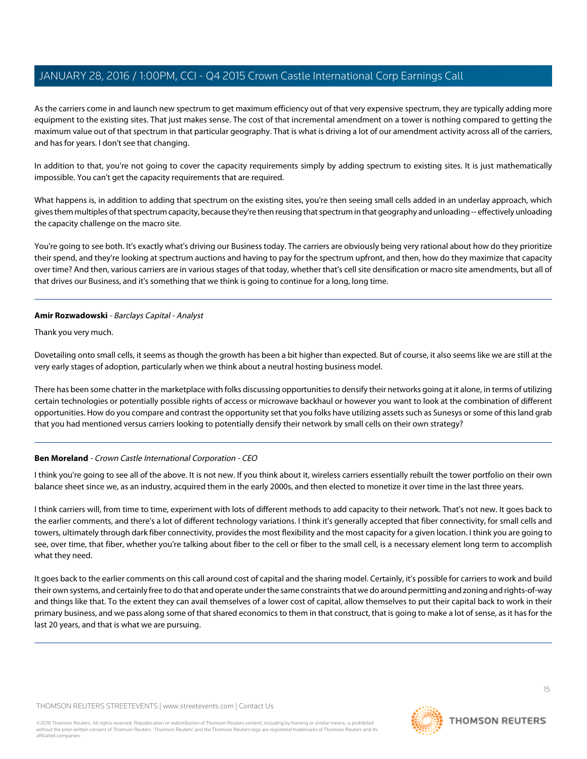As the carriers come in and launch new spectrum to get maximum efficiency out of that very expensive spectrum, they are typically adding more equipment to the existing sites. That just makes sense. The cost of that incremental amendment on a tower is nothing compared to getting the maximum value out of that spectrum in that particular geography. That is what is driving a lot of our amendment activity across all of the carriers, and has for years. I don't see that changing.

In addition to that, you're not going to cover the capacity requirements simply by adding spectrum to existing sites. It is just mathematically impossible. You can't get the capacity requirements that are required.

What happens is, in addition to adding that spectrum on the existing sites, you're then seeing small cells added in an underlay approach, which gives them multiples of that spectrum capacity, because they're then reusing that spectrum in that geography and unloading -- effectively unloading the capacity challenge on the macro site.

You're going to see both. It's exactly what's driving our Business today. The carriers are obviously being very rational about how do they prioritize their spend, and they're looking at spectrum auctions and having to pay for the spectrum upfront, and then, how do they maximize that capacity over time? And then, various carriers are in various stages of that today, whether that's cell site densification or macro site amendments, but all of that drives our Business, and it's something that we think is going to continue for a long, long time.

---

**Amir Rozwadowski** - *Barclays Capital - Analyst*

Thank you very much.

Dovetailing onto small cells, it seems as though the growth has been a bit higher than expected. But of course, it also seems like we are still at the very early stages of adoption, particularly when we think about a neutral hosting business model.

There has been some chatter in the marketplace with folks discussing opportunities to densify their networks going at it alone, in terms of utilizing certain technologies or potentially possible rights of access or microwave backhaul or however you want to look at the combination of different opportunities. How do you compare and contrast the opportunity set that you folks have utilizing assets such as Sunesys or some of this land grab that you had mentioned versus carriers looking to potentially densify their network by small cells on their own strategy?

---

**Ben Moreland** - *Crown Castle International Corporation - CEO*

I think you're going to see all of the above. It is not new. If you think about it, wireless carriers essentially rebuilt the tower portfolio on their own balance sheet since we, as an industry, acquired them in the early 2000s, and then elected to monetize it over time in the last three years.

I think carriers will, from time to time, experiment with lots of different methods to add capacity to their network. That's not new. It goes back to the earlier comments, and there's a lot of different technology variations. I think it's generally accepted that fiber connectivity, for small cells and towers, ultimately through dark fiber connectivity, provides the most flexibility and the most capacity for a given location. I think you are going to see, over time, that fiber, whether you're talking about fiber to the cell or fiber to the small cell, is a necessary element long term to accomplish what they need.

It goes back to the earlier comments on this call around cost of capital and the sharing model. Certainly, it's possible for carriers to work and build their own systems, and certainly free to do that and operate under the same constraints that we do around permitting and zoning and rights-of-way and things like that. To the extent they can avail themselves of a lower cost of capital, allow themselves to put their capital back to work in their primary business, and we pass along some of that shared economics to them in that construct, that is going to make a lot of sense, as it has for the last 20 years, and that is what we are pursuing.

---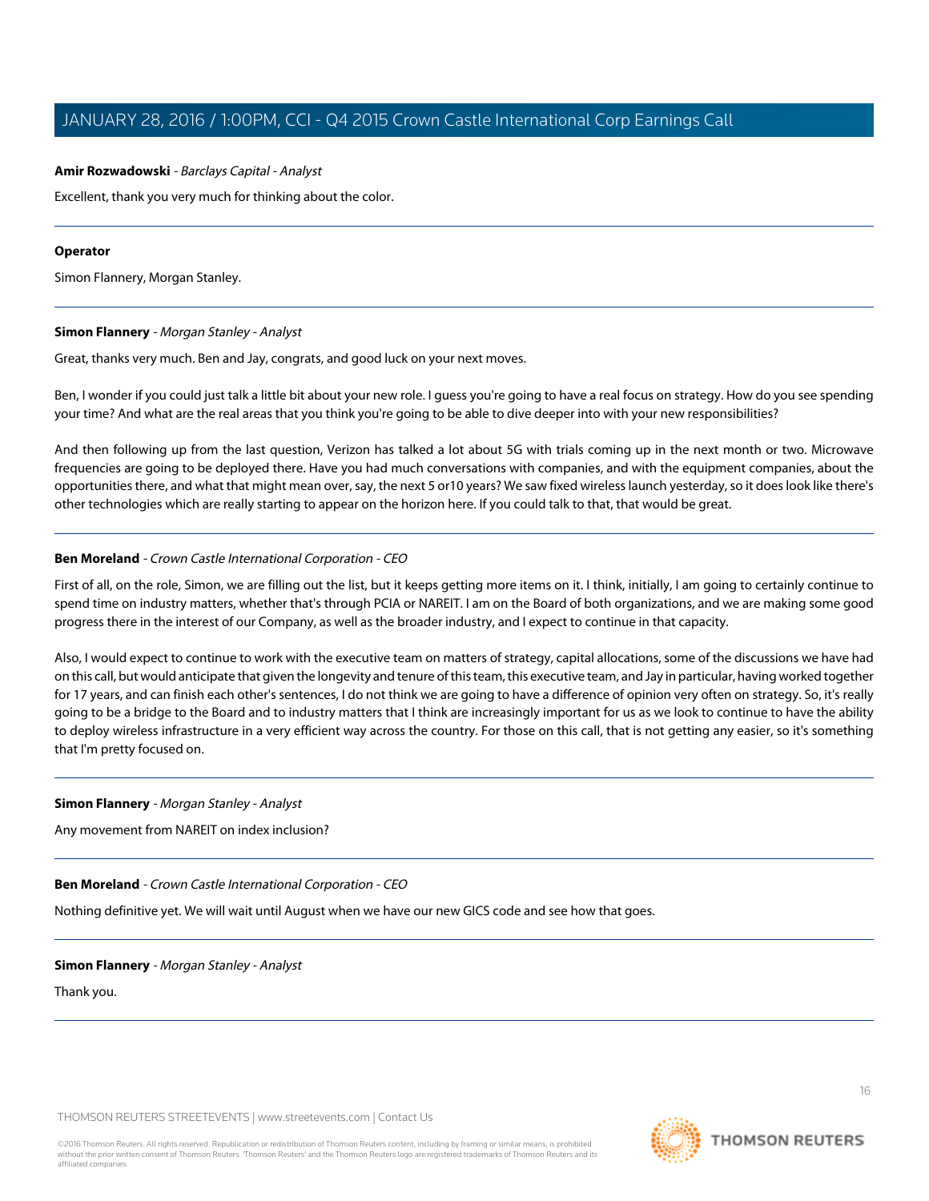**Amir Rozwadowski** - *Barclays Capital - Analyst*

Excellent, thank you very much for thinking about the color.

---

**Operator**

Simon Flannery, Morgan Stanley.

---

**Simon Flannery** - *Morgan Stanley - Analyst*

Great, thanks very much. Ben and Jay, congrats, and good luck on your next moves.

Ben, I wonder if you could just talk a little bit about your new role. I guess you're going to have a real focus on strategy. How do you see spending your time? And what are the real areas that you think you're going to be able to dive deeper into with your new responsibilities?

And then following up from the last question, Verizon has talked a lot about 5G with trials coming up in the next month or two. Microwave frequencies are going to be deployed there. Have you had much conversations with companies, and with the equipment companies, about the opportunities there, and what that might mean over, say, the next 5 or10 years? We saw fixed wireless launch yesterday, so it does look like there's other technologies which are really starting to appear on the horizon here. If you could talk to that, that would be great.

---

**Ben Moreland** - *Crown Castle International Corporation - CEO*

First of all, on the role, Simon, we are filling out the list, but it keeps getting more items on it. I think, initially, I am going to certainly continue to spend time on industry matters, whether that's through PCIA or NAREIT. I am on the Board of both organizations, and we are making some good progress there in the interest of our Company, as well as the broader industry, and I expect to continue in that capacity.

Also, I would expect to continue to work with the executive team on matters of strategy, capital allocations, some of the discussions we have had on this call, but would anticipate that given the longevity and tenure of this team, this executive team, and Jay in particular, having worked together for 17 years, and can finish each other's sentences, I do not think we are going to have a difference of opinion very often on strategy. So, it's really going to be a bridge to the Board and to industry matters that I think are increasingly important for us as we look to continue to have the ability to deploy wireless infrastructure in a very efficient way across the country. For those on this call, that is not getting any easier, so it's something that I'm pretty focused on.

---

**Simon Flannery** - *Morgan Stanley - Analyst*

Any movement from NAREIT on index inclusion?

---

**Ben Moreland** - *Crown Castle International Corporation - CEO*

Nothing definitive yet. We will wait until August when we have our new GICS code and see how that goes.

---

**Simon Flannery** - *Morgan Stanley - Analyst*

Thank you.

---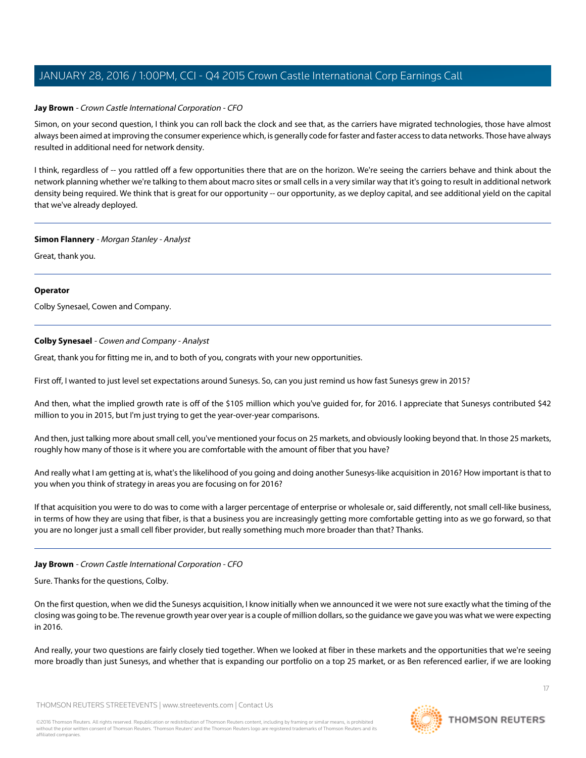**Jay Brown** - *Crown Castle International Corporation - CFO*

Simon, on your second question, I think you can roll back the clock and see that, as the carriers have migrated technologies, those have almost always been aimed at improving the consumer experience which, is generally code for faster and faster access to data networks. Those have always resulted in additional need for network density.

I think, regardless of -- you rattled off a few opportunities there that are on the horizon. We're seeing the carriers behave and think about the network planning whether we're talking to them about macro sites or small cells in a very similar way that it's going to result in additional network density being required. We think that is great for our opportunity -- our opportunity, as we deploy capital, and see additional yield on the capital that we've already deployed.

---

**Simon Flannery** - *Morgan Stanley - Analyst*

Great, thank you.

---

**Operator**

Colby Synesael, Cowen and Company.

---

**Colby Synesael** - *Cowen and Company - Analyst*

Great, thank you for fitting me in, and to both of you, congrats with your new opportunities.

First off, I wanted to just level set expectations around Sunesys. So, can you just remind us how fast Sunesys grew in 2015?

And then, what the implied growth rate is off of the $105 million which you've guided for, for 2016. I appreciate that Sunesys contributed $42 million to you in 2015, but I'm just trying to get the year-over-year comparisons.

And then, just talking more about small cell, you've mentioned your focus on 25 markets, and obviously looking beyond that. In those 25 markets, roughly how many of those is it where you are comfortable with the amount of fiber that you have?

And really what I am getting at is, what's the likelihood of you going and doing another Sunesys-like acquisition in 2016? How important is that to you when you think of strategy in areas you are focusing on for 2016?

If that acquisition you were to do was to come with a larger percentage of enterprise or wholesale or, said differently, not small cell-like business, in terms of how they are using that fiber, is that a business you are increasingly getting more comfortable getting into as we go forward, so that you are no longer just a small cell fiber provider, but really something much more broader than that? Thanks.

---

**Jay Brown** - *Crown Castle International Corporation - CFO*

Sure. Thanks for the questions, Colby.

On the first question, when we did the Sunesys acquisition, I know initially when we announced it we were not sure exactly what the timing of the closing was going to be. The revenue growth year over year is a couple of million dollars, so the guidance we gave you was what we were expecting in 2016.

And really, your two questions are fairly closely tied together. When we looked at fiber in these markets and the opportunities that we're seeing more broadly than just Sunesys, and whether that is expanding our portfolio on a top 25 market, or as Ben referenced earlier, if we are looking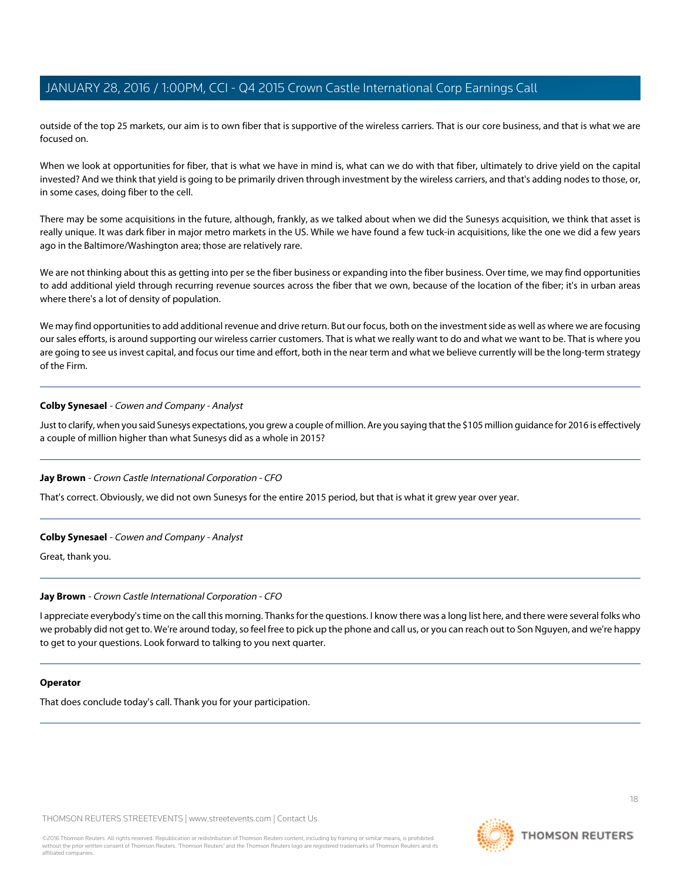outside of the top 25 markets, our aim is to own fiber that is supportive of the wireless carriers. That is our core business, and that is what we are focused on.

When we look at opportunities for fiber, that is what we have in mind is, what can we do with that fiber, ultimately to drive yield on the capital invested? And we think that yield is going to be primarily driven through investment by the wireless carriers, and that's adding nodes to those, or, in some cases, doing fiber to the cell.

There may be some acquisitions in the future, although, frankly, as we talked about when we did the Sunesys acquisition, we think that asset is really unique. It was dark fiber in major metro markets in the US. While we have found a few tuck-in acquisitions, like the one we did a few years ago in the Baltimore/Washington area; those are relatively rare.

We are not thinking about this as getting into per se the fiber business or expanding into the fiber business. Over time, we may find opportunities to add additional yield through recurring revenue sources across the fiber that we own, because of the location of the fiber; it's in urban areas where there's a lot of density of population.

We may find opportunities to add additional revenue and drive return. But our focus, both on the investment side as well as where we are focusing our sales efforts, is around supporting our wireless carrier customers. That is what we really want to do and what we want to be. That is where you are going to see us invest capital, and focus our time and effort, both in the near term and what we believe currently will be the long-term strategy of the Firm.

---

**Colby Synesael** - *Cowen and Company - Analyst*

Just to clarify, when you said Sunesys expectations, you grew a couple of million. Are you saying that the $105 million guidance for 2016 is effectively a couple of million higher than what Sunesys did as a whole in 2015?

---

**Jay Brown** - *Crown Castle International Corporation - CFO*

That's correct. Obviously, we did not own Sunesys for the entire 2015 period, but that is what it grew year over year.

---

**Colby Synesael** - *Cowen and Company - Analyst*

Great, thank you.

---

**Jay Brown** - *Crown Castle International Corporation - CFO*

I appreciate everybody's time on the call this morning. Thanks for the questions. I know there was a long list here, and there were several folks who we probably did not get to. We're around today, so feel free to pick up the phone and call us, or you can reach out to Son Nguyen, and we're happy to get to your questions. Look forward to talking to you next quarter.

---

**Operator**

That does conclude today's call. Thank you for your participation.

---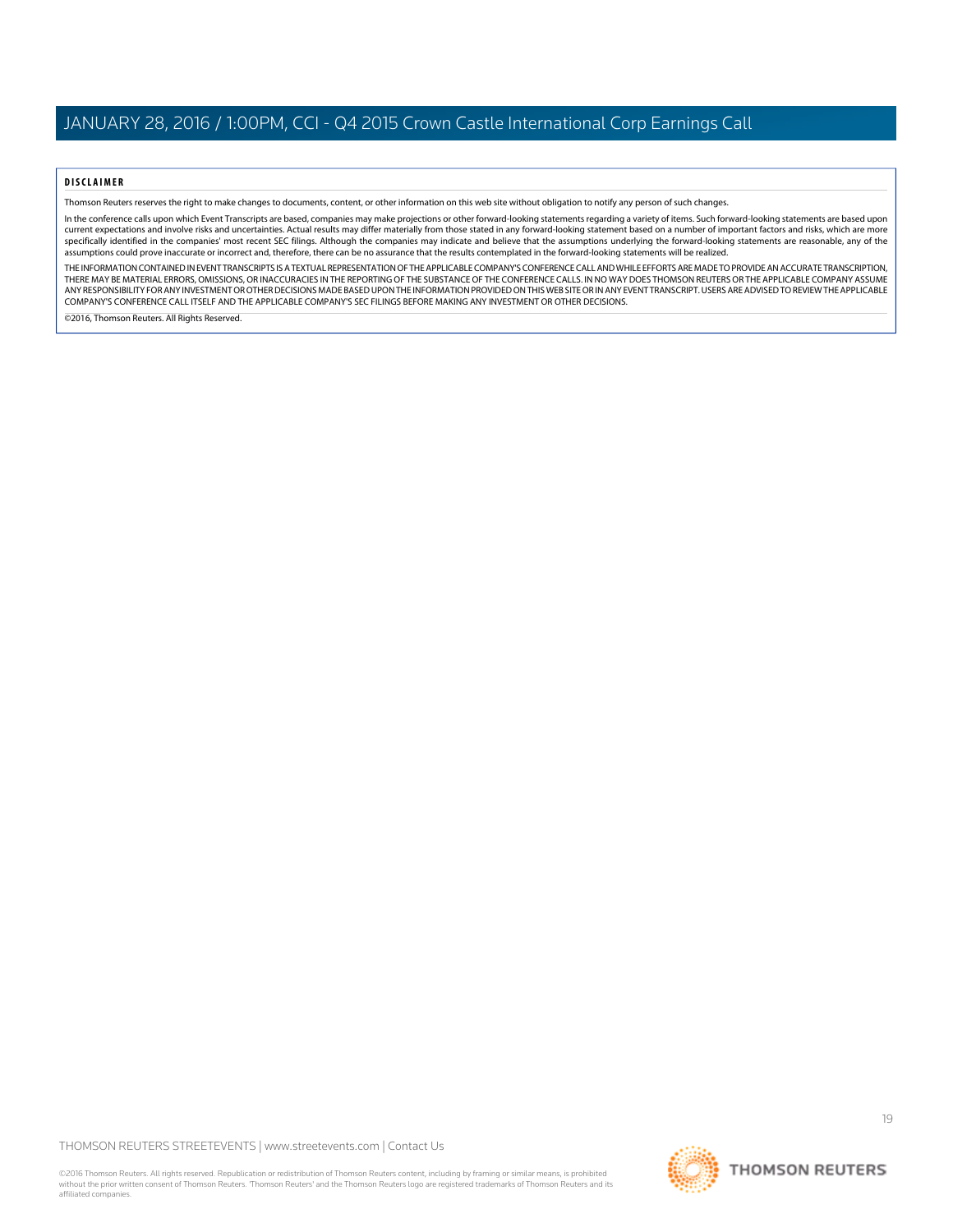**DISCLAIMER**

Thomson Reuters reserves the right to make changes to documents, content, or other information on this web site without obligation to notify any person of such changes.

In the conference calls upon which Event Transcripts are based, companies may make projections or other forward-looking statements regarding a variety of items. Such forward-looking statements are based upon current expectations and involve risks and uncertainties. Actual results may differ materially from those stated in any forward-looking statement based on a number of important factors and risks, which are more specifically identified in the companies' most recent SEC filings. Although the companies may indicate and believe that the assumptions underlying the forward-looking statements are reasonable, any of the assumptions could prove inaccurate or incorrect and, therefore, there can be no assurance that the results contemplated in the forward-looking statements will be realized.

THE INFORMATION CONTAINED IN EVENT TRANSCRIPTS IS A TEXTUAL REPRESENTATION OF THE APPLICABLE COMPANY'S CONFERENCE CALL AND WHILE EFFORTS ARE MADE TO PROVIDE AN ACCURATE TRANSCRIPTION, THERE MAY BE MATERIAL ERRORS, OMISSIONS, OR INACCURACIES IN THE REPORTING OF THE SUBSTANCE OF THE CONFERENCE CALLS. IN NO WAY DOES THOMSON REUTERS OR THE APPLICABLE COMPANY ASSUME ANY RESPONSIBILITY FOR ANY INVESTMENT OR OTHER DECISIONS MADE BASED UPON THE INFORMATION PROVIDED ON THIS WEB SITE OR IN ANY EVENT TRANSCRIPT. USERS ARE ADVISED TO REVIEW THE APPLICABLE COMPANY'S CONFERENCE CALL ITSELF AND THE APPLICABLE COMPANY'S SEC FILINGS BEFORE MAKING ANY INVESTMENT OR OTHER DECISIONS.

©2016, Thomson Reuters. All Rights Reserved.